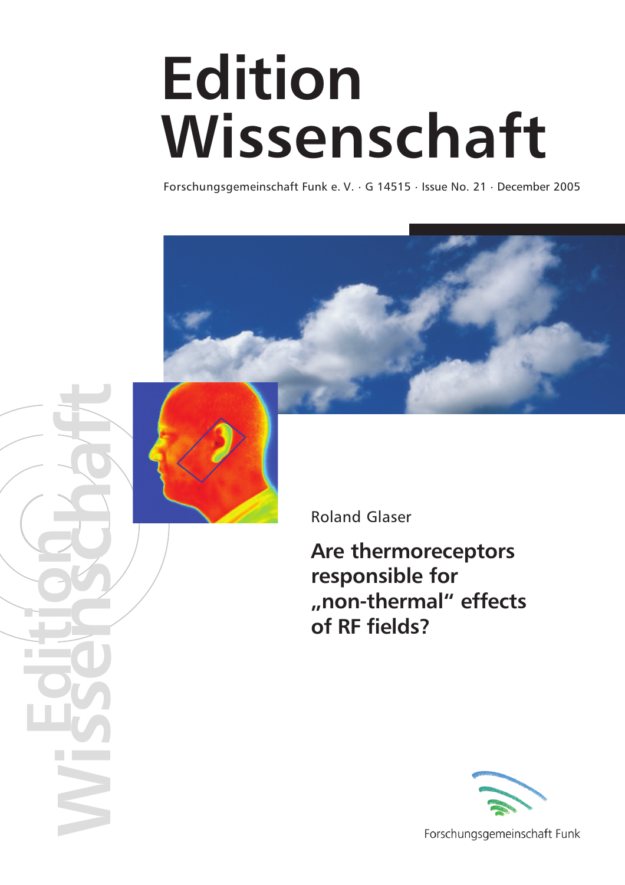# Edition Wissenschaft

Forschungsgemeinschaft Funk e. V. · G 14515 · Issue No. 21 · December 2005

Roland Glaser

## Are thermoreceptors responsible for „non-thermal“ effects of RF fields?

Forschungsgemeinschaft Funk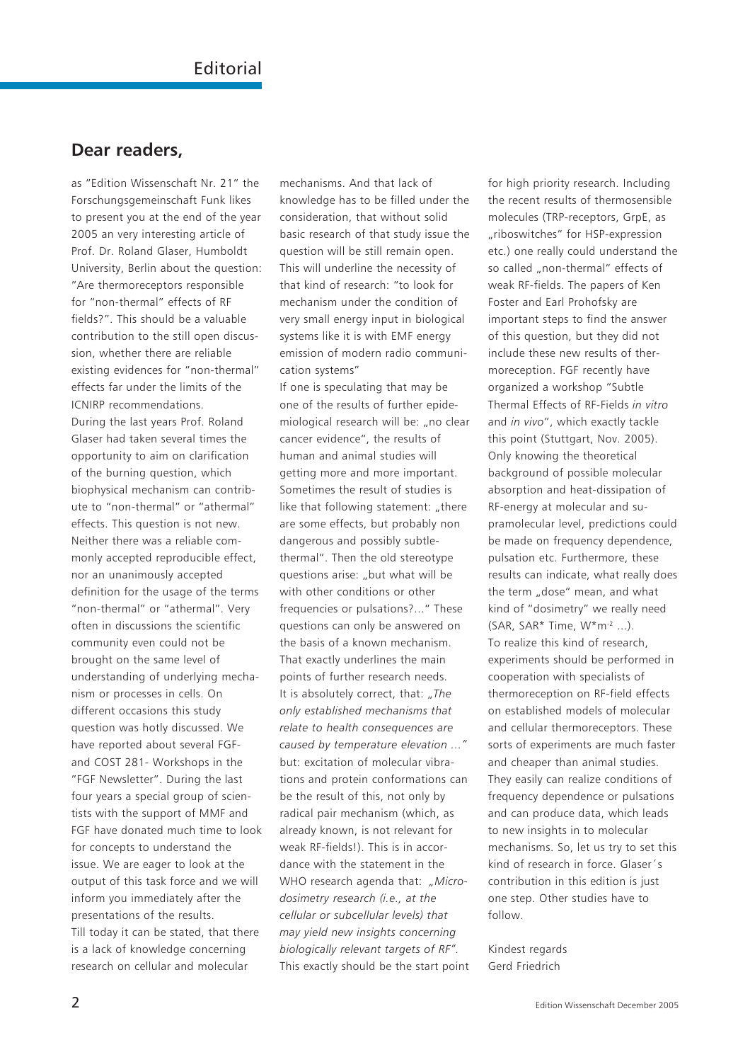# Editorial

## Dear readers,

as "Edition Wissenschaft Nr. 21" the Forschungsgemeinschaft Funk likes to present you at the end of the year 2005 an very interesting article of Prof. Dr. Roland Glaser, Humboldt University, Berlin about the question: "Are thermoreceptors responsible for "non-thermal" effects of RF fields?". This should be a valuable contribution to the still open discussion, whether there are reliable existing evidences for "non-thermal" effects far under the limits of the ICNIRP recommendations.

During the last years Prof. Roland Glaser had taken several times the opportunity to aim on clarification of the burning question, which biophysical mechanism can contribute to "non-thermal" or "athermal" effects. This question is not new. Neither there was a reliable commonly accepted reproducible effect, nor an unanimously accepted definition for the usage of the terms "non-thermal" or "athermal". Very often in discussions the scientific community even could not be brought on the same level of understanding of underlying mechanism or processes in cells. On different occasions this study question was hotly discussed. We have reported about several FGF- and COST 281- Workshops in the "FGF Newsletter". During the last four years a special group of scientists with the support of MMF and FGF have donated much time to look for concepts to understand the issue. We are eager to look at the output of this task force and we will inform you immediately after the presentations of the results.

Till today it can be stated, that there is a lack of knowledge concerning research on cellular and molecular mechanisms. And that lack of knowledge has to be filled under the consideration, that without solid basic research of that study issue the question will be still remain open. This will underline the necessity of that kind of research: "to look for mechanism under the condition of very small energy input in biological systems like it is with EMF energy emission of modern radio communication systems"

If one is speculating that may be one of the results of further epidemiological research will be: „no clear cancer evidence", the results of human and animal studies will getting more and more important. Sometimes the result of studies is like that following statement: „there are some effects, but probably non dangerous and possibly subtle-thermal". Then the old stereotype questions arise: „but what will be with other conditions or other frequencies or pulsations?..." These questions can only be answered on the basis of a known mechanism. That exactly underlines the main points of further research needs.

It is absolutely correct, that: *„The only established mechanisms that relate to health consequences are caused by temperature elevation ..."* but: excitation of molecular vibrations and protein conformations can be the result of this, not only by radical pair mechanism (which, as already known, is not relevant for weak RF-fields!). This is in accordance with the statement in the WHO research agenda that: *„Microdosimetry research (i.e., at the cellular or subcellular levels) that may yield new insights concerning biologically relevant targets of RF".* This exactly should be the start point for high priority research. Including the recent results of thermosensible molecules (TRP-receptors, GrpE, as „riboswitches" for HSP-expression etc.) one really could understand the so called „non-thermal" effects of weak RF-fields. The papers of Ken Foster and Earl Prohofsky are important steps to find the answer of this question, but they did not include these new results of thermoreception. FGF recently have organized a workshop "Subtle Thermal Effects of RF-Fields *in vitro* and *in vivo*", which exactly tackle this point (Stuttgart, Nov. 2005). Only knowing the theoretical background of possible molecular absorption and heat-dissipation of RF-energy at molecular and supramolecular level, predictions could be made on frequency dependence, pulsation etc. Furthermore, these results can indicate, what really does the term „dose" mean, and what kind of "dosimetry" we really need (SAR, SAR* Time, $W^*m^{-2}$ ...).

To realize this kind of research, experiments should be performed in cooperation with specialists of thermoreception on RF-field effects on established models of molecular and cellular thermoreceptors. These sorts of experiments are much faster and cheaper than animal studies. They easily can realize conditions of frequency dependence or pulsations and can produce data, which leads to new insights in to molecular mechanisms. So, let us try to set this kind of research in force. Glaser´s contribution in this edition is just one step. Other studies have to follow.

Kindest regards  
Gerd Friedrich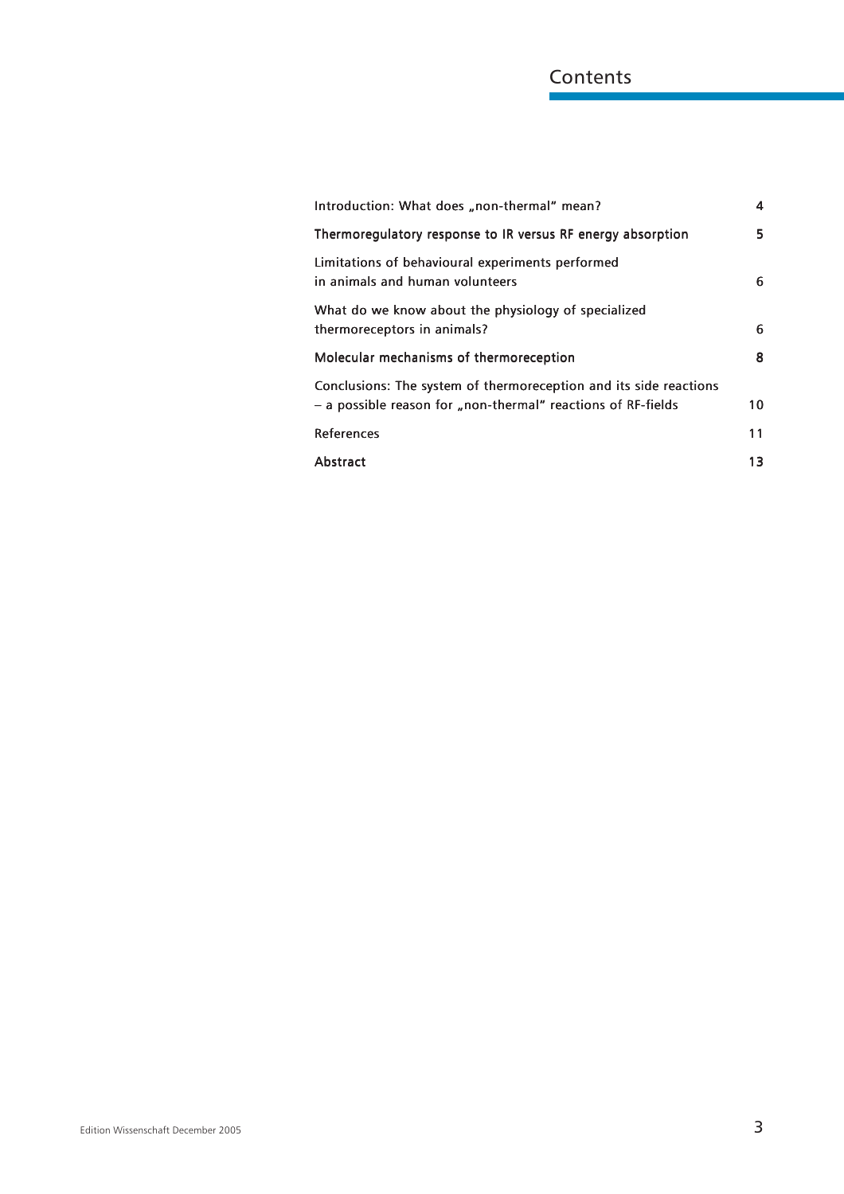# Contents

| | |
|---|---|
| Introduction: What does „non-thermal“ mean? | 4 |
| Thermoregulatory response to IR versus RF energy absorption | 5 |
| Limitations of behavioural experiments performed in animals and human volunteers | 6 |
| What do we know about the physiology of specialized thermoreceptors in animals? | 6 |
| Molecular mechanisms of thermoreception | 8 |
| Conclusions: The system of thermoreception and its side reactions – a possible reason for „non-thermal“ reactions of RF-fields | 10 |
| References | 11 |
| Abstract | 13 |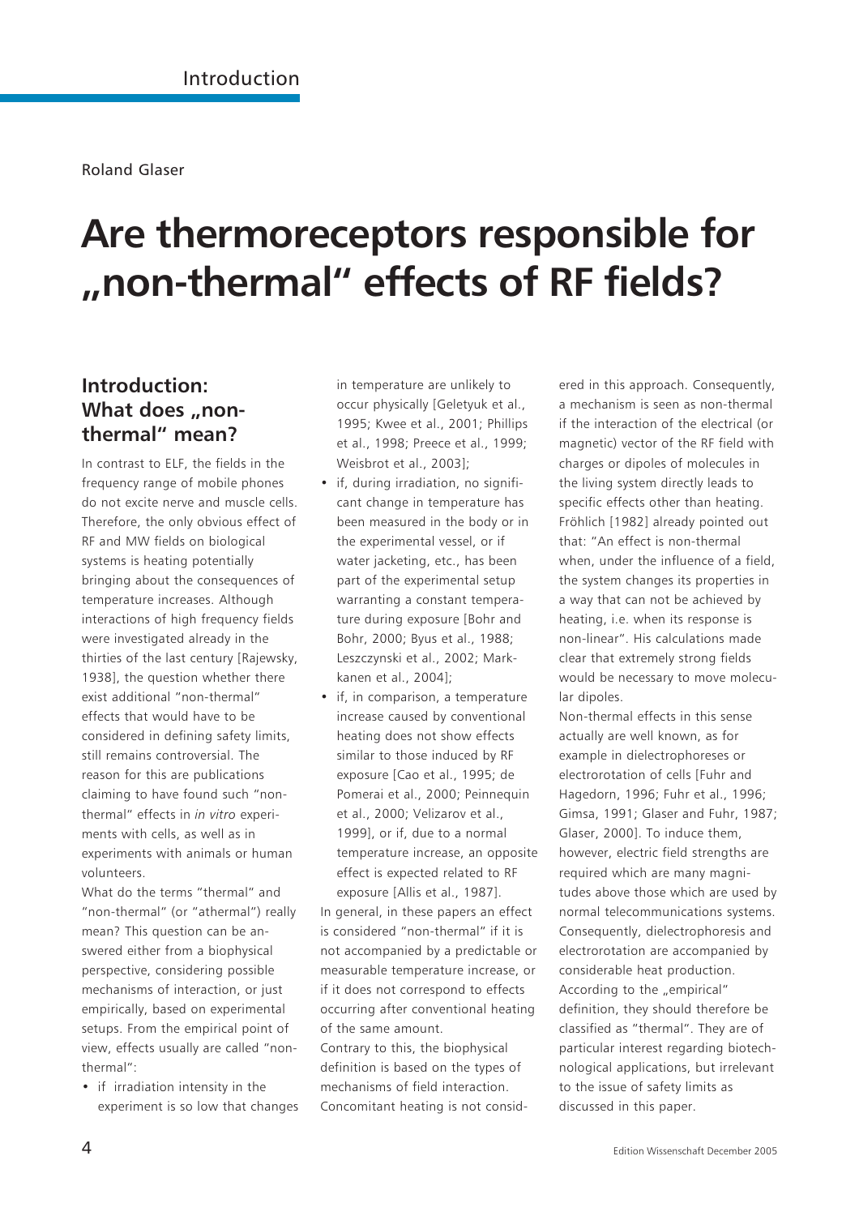Roland Glaser

# Are thermoreceptors responsible for „non-thermal" effects of RF fields?

## Introduction: What does „non-thermal" mean?

In contrast to ELF, the fields in the frequency range of mobile phones do not excite nerve and muscle cells. Therefore, the only obvious effect of RF and MW fields on biological systems is heating potentially bringing about the consequences of temperature increases. Although interactions of high frequency fields were investigated already in the thirties of the last century [Rajewsky, 1938], the question whether there exist additional "non-thermal" effects that would have to be considered in defining safety limits, still remains controversial. The reason for this are publications claiming to have found such "non-thermal" effects in *in vitro* experiments with cells, as well as in experiments with animals or human volunteers.

What do the terms "thermal" and "non-thermal" (or "athermal") really mean? This question can be answered either from a biophysical perspective, considering possible mechanisms of interaction, or just empirically, based on experimental setups. From the empirical point of view, effects usually are called "non-thermal":

- if irradiation intensity in the experiment is so low that changes in temperature are unlikely to occur physically [Geletyuk et al., 1995; Kwee et al., 2001; Phillips et al., 1998; Preece et al., 1999; Weisbrot et al., 2003];
- if, during irradiation, no significant change in temperature has been measured in the body or in the experimental vessel, or if water jacketing, etc., has been part of the experimental setup warranting a constant temperature during exposure [Bohr and Bohr, 2000; Byus et al., 1988; Leszczynski et al., 2002; Markkanen et al., 2004];
- if, in comparison, a temperature increase caused by conventional heating does not show effects similar to those induced by RF exposure [Cao et al., 1995; de Pomerai et al., 2000; Peinnequin et al., 2000; Velizarov et al., 1999], or if, due to a normal temperature increase, an opposite effect is expected related to RF exposure [Allis et al., 1987].

In general, in these papers an effect is considered "non-thermal" if it is not accompanied by a predictable or measurable temperature increase, or if it does not correspond to effects occurring after conventional heating of the same amount.

Contrary to this, the biophysical definition is based on the types of mechanisms of field interaction. Concomitant heating is not considered in this approach. Consequently, a mechanism is seen as non-thermal if the interaction of the electrical (or magnetic) vector of the RF field with charges or dipoles of molecules in the living system directly leads to specific effects other than heating. Fröhlich [1982] already pointed out that: "An effect is non-thermal when, under the influence of a field, the system changes its properties in a way that can not be achieved by heating, i.e. when its response is non-linear". His calculations made clear that extremely strong fields would be necessary to move molecular dipoles.

Non-thermal effects in this sense actually are well known, as for example in dielectrophoreses or electrorotation of cells [Fuhr and Hagedorn, 1996; Fuhr et al., 1996; Gimsa, 1991; Glaser and Fuhr, 1987; Glaser, 2000]. To induce them, however, electric field strengths are required which are many magnitudes above those which are used by normal telecommunications systems. Consequently, dielectrophoresis and electrorotation are accompanied by considerable heat production. According to the „empirical" definition, they should therefore be classified as "thermal". They are of particular interest regarding biotechnological applications, but irrelevant to the issue of safety limits as discussed in this paper.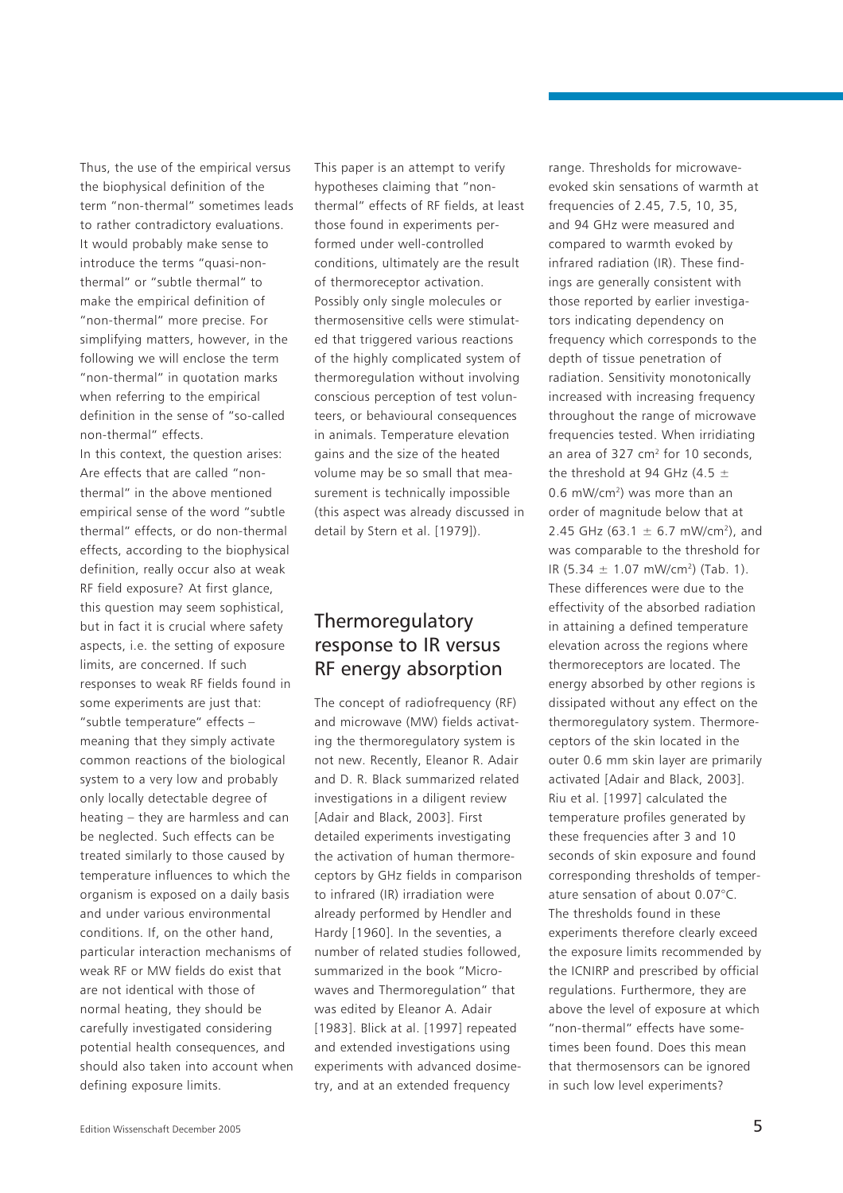Thus, the use of the empirical versus the biophysical definition of the term "non-thermal" sometimes leads to rather contradictory evaluations. It would probably make sense to introduce the terms "quasi-non-thermal" or "subtle thermal" to make the empirical definition of "non-thermal" more precise. For simplifying matters, however, in the following we will enclose the term "non-thermal" in quotation marks when referring to the empirical definition in the sense of "so-called non-thermal" effects.

In this context, the question arises: Are effects that are called "non-thermal" in the above mentioned empirical sense of the word "subtle thermal" effects, or do non-thermal effects, according to the biophysical definition, really occur also at weak RF field exposure? At first glance, this question may seem sophistical, but in fact it is crucial where safety aspects, i.e. the setting of exposure limits, are concerned. If such responses to weak RF fields found in some experiments are just that: "subtle temperature" effects – meaning that they simply activate common reactions of the biological system to a very low and probably only locally detectable degree of heating – they are harmless and can be neglected. Such effects can be treated similarly to those caused by temperature influences to which the organism is exposed on a daily basis and under various environmental conditions. If, on the other hand, particular interaction mechanisms of weak RF or MW fields do exist that are not identical with those of normal heating, they should be carefully investigated considering potential health consequences, and should also taken into account when defining exposure limits.

This paper is an attempt to verify hypotheses claiming that "non-thermal" effects of RF fields, at least those found in experiments performed under well-controlled conditions, ultimately are the result of thermoreceptor activation. Possibly only single molecules or thermosensitive cells were stimulated that triggered various reactions of the highly complicated system of thermoregulation without involving conscious perception of test volunteers, or behavioural consequences in animals. Temperature elevation gains and the size of the heated volume may be so small that measurement is technically impossible (this aspect was already discussed in detail by Stern et al. [1979]).

## Thermoregulatory response to IR versus RF energy absorption

The concept of radiofrequency (RF) and microwave (MW) fields activating the thermoregulatory system is not new. Recently, Eleanor R. Adair and D. R. Black summarized related investigations in a diligent review [Adair and Black, 2003]. First detailed experiments investigating the activation of human thermoreceptors by GHz fields in comparison to infrared (IR) irradiation were already performed by Hendler and Hardy [1960]. In the seventies, a number of related studies followed, summarized in the book "Microwaves and Thermoregulation" that was edited by Eleanor A. Adair [1983]. Blick at al. [1997] repeated and extended investigations using experiments with advanced dosimetry, and at an extended frequency range. Thresholds for microwave-evoked skin sensations of warmth at frequencies of 2.45, 7.5, 10, 35, and 94 GHz were measured and compared to warmth evoked by infrared radiation (IR). These findings are generally consistent with those reported by earlier investigators indicating dependency on frequency which corresponds to the depth of tissue penetration of radiation. Sensitivity monotonically increased with increasing frequency throughout the range of microwave frequencies tested. When irridiating an area of 327 cm$^2$ for 10 seconds, the threshold at 94 GHz (4.5 $\pm$ 0.6 mW/cm$^2$) was more than an order of magnitude below that at 2.45 GHz (63.1 $\pm$ 6.7 mW/cm$^2$), and was comparable to the threshold for IR (5.34 $\pm$ 1.07 mW/cm$^2$) (Tab. 1). These differences were due to the effectivity of the absorbed radiation in attaining a defined temperature elevation across the regions where thermoreceptors are located. The energy absorbed by other regions is dissipated without any effect on the thermoregulatory system. Thermoreceptors of the skin located in the outer 0.6 mm skin layer are primarily activated [Adair and Black, 2003]. Riu et al. [1997] calculated the temperature profiles generated by these frequencies after 3 and 10 seconds of skin exposure and found corresponding thresholds of temperature sensation of about 0.07°C. The thresholds found in these experiments therefore clearly exceed the exposure limits recommended by the ICNIRP and prescribed by official regulations. Furthermore, they are above the level of exposure at which "non-thermal" effects have sometimes been found. Does this mean that thermosensors can be ignored in such low level experiments?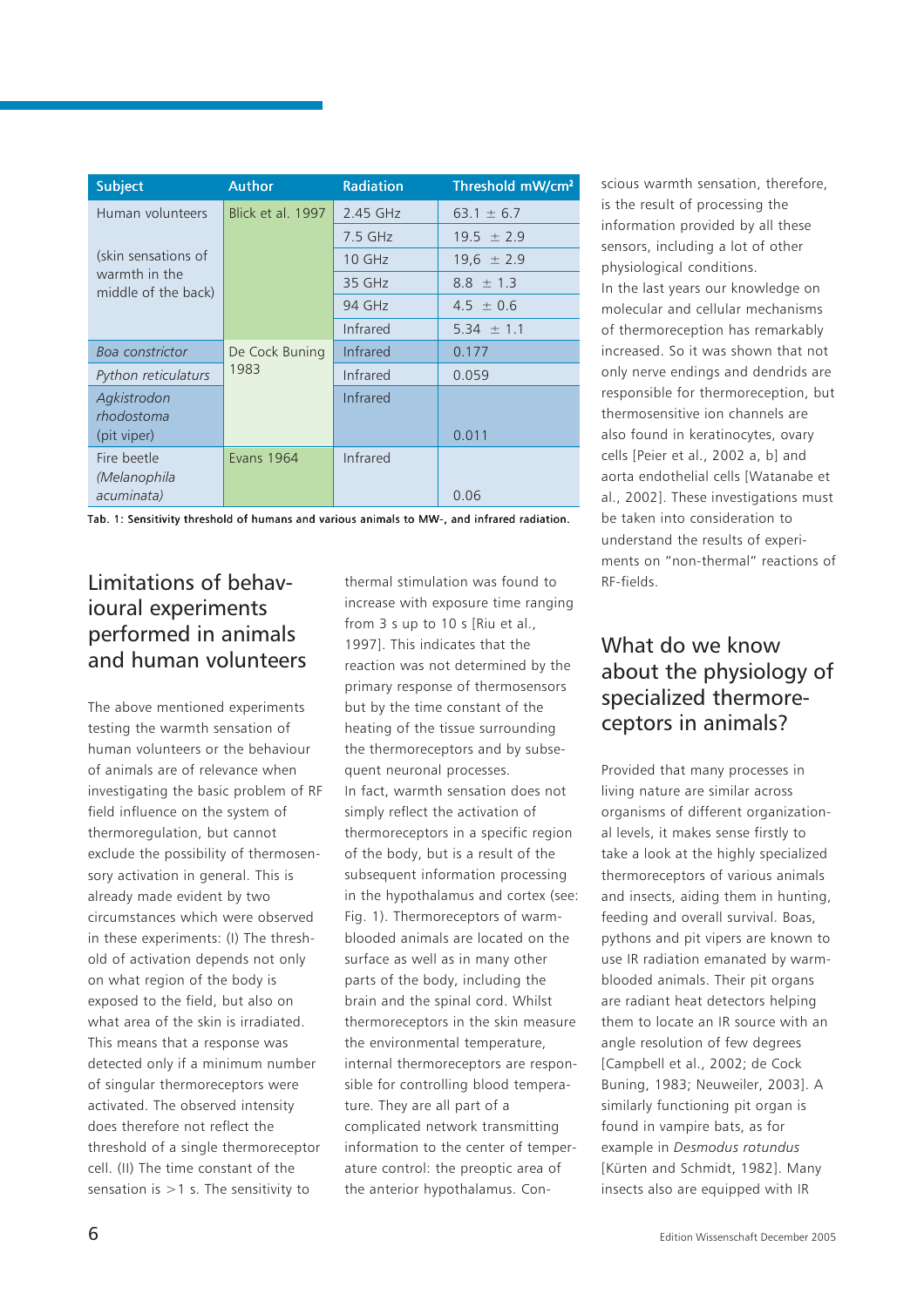| Subject | Author | Radiation | Threshold mW/cm² |
|---|---|---|---|
| Human volunteers (skin sensations of warmth in the middle of the back) | Blick et al. 1997 | 2.45 GHz | 63.1 ± 6.7 |
| | | 7.5 GHz | 19.5 ± 2.9 |
| | | 10 GHz | 19,6 ± 2.9 |
| | | 35 GHz | 8.8 ± 1.3 |
| | | 94 GHz | 4.5 ± 0.6 |
| | | Infrared | 5.34 ± 1.1 |
| *Boa constrictor* | De Cock Buning 1983 | Infrared | 0.177 |
| *Python reticulaturs* | | Infrared | 0.059 |
| *Agkistrodon rhodostoma* (pit viper) | | Infrared | 0.011 |
| Fire beetle *(Melanophila acuminata)* | Evans 1964 | Infrared | 0.06 |

**Tab. 1: Sensitivity threshold of humans and various animals to MW-, and infrared radiation.**

## Limitations of behavioural experiments performed in animals and human volunteers

The above mentioned experiments testing the warmth sensation of human volunteers or the behaviour of animals are of relevance when investigating the basic problem of RF field influence on the system of thermoregulation, but cannot exclude the possibility of thermosensory activation in general. This is already made evident by two circumstances which were observed in these experiments: (I) The threshold of activation depends not only on what region of the body is exposed to the field, but also on what area of the skin is irradiated. This means that a response was detected only if a minimum number of singular thermoreceptors were activated. The observed intensity does therefore not reflect the threshold of a single thermoreceptor cell. (II) The time constant of the sensation is >1 s. The sensitivity to thermal stimulation was found to increase with exposure time ranging from 3 s up to 10 s [Riu et al., 1997]. This indicates that the reaction was not determined by the primary response of thermosensors but by the time constant of the heating of the tissue surrounding the thermoreceptors and by subsequent neuronal processes.

In fact, warmth sensation does not simply reflect the activation of thermoreceptors in a specific region of the body, but is a result of the subsequent information processing in the hypothalamus and cortex (see: Fig. 1). Thermoreceptors of warm-blooded animals are located on the surface as well as in many other parts of the body, including the brain and the spinal cord. Whilst thermoreceptors in the skin measure the environmental temperature, internal thermoreceptors are responsible for controlling blood temperature. They are all part of a complicated network transmitting information to the center of temperature control: the preoptic area of the anterior hypothalamus. Conscious warmth sensation, therefore, is the result of processing the information provided by all these sensors, including a lot of other physiological conditions.

In the last years our knowledge on molecular and cellular mechanisms of thermoreception has remarkably increased. So it was shown that not only nerve endings and dendrids are responsible for thermoreception, but thermosensitive ion channels are also found in keratinocytes, ovary cells [Peier et al., 2002 a, b] and aorta endothelial cells [Watanabe et al., 2002]. These investigations must be taken into consideration to understand the results of experiments on "non-thermal" reactions of RF-fields.

## What do we know about the physiology of specialized thermoreceptors in animals?

Provided that many processes in living nature are similar across organisms of different organizational levels, it makes sense firstly to take a look at the highly specialized thermoreceptors of various animals and insects, aiding them in hunting, feeding and overall survival. Boas, pythons and pit vipers are known to use IR radiation emanated by warm-blooded animals. Their pit organs are radiant heat detectors helping them to locate an IR source with an angle resolution of few degrees [Campbell et al., 2002; de Cock Buning, 1983; Neuweiler, 2003]. A similarly functioning pit organ is found in vampire bats, as for example in *Desmodus rotundus* [Kürten and Schmidt, 1982]. Many insects also are equipped with IR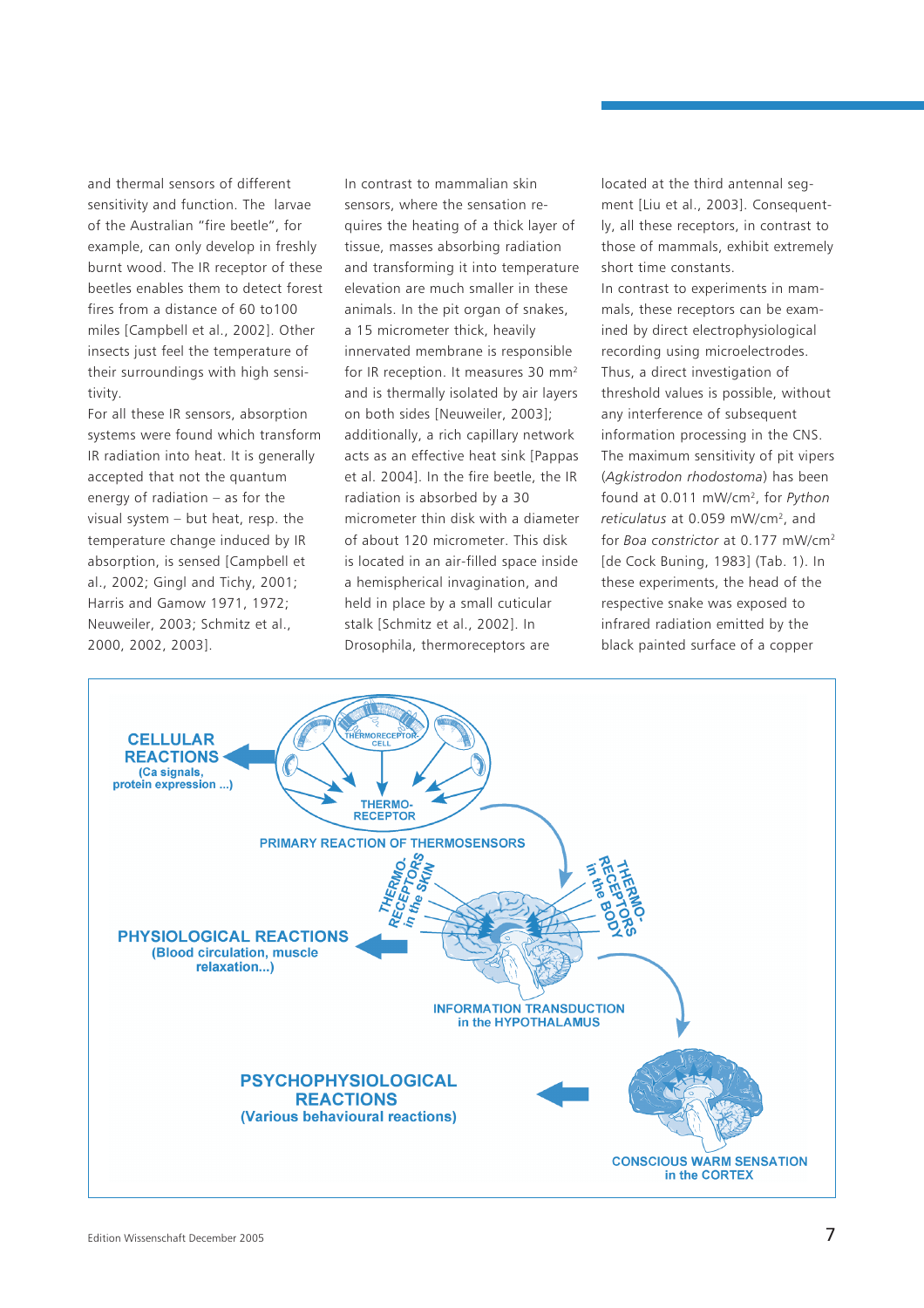and thermal sensors of different sensitivity and function. The larvae of the Australian "fire beetle", for example, can only develop in freshly burnt wood. The IR receptor of these beetles enables them to detect forest fires from a distance of 60 to100 miles [Campbell et al., 2002]. Other insects just feel the temperature of their surroundings with high sensitivity.

For all these IR sensors, absorption systems were found which transform IR radiation into heat. It is generally accepted that not the quantum energy of radiation – as for the visual system – but heat, resp. the temperature change induced by IR absorption, is sensed [Campbell et al., 2002; Gingl and Tichy, 2001; Harris and Gamow 1971, 1972; Neuweiler, 2003; Schmitz et al., 2000, 2002, 2003].

In contrast to mammalian skin sensors, where the sensation requires the heating of a thick layer of tissue, masses absorbing radiation and transforming it into temperature elevation are much smaller in these animals. In the pit organ of snakes, a 15 micrometer thick, heavily innervated membrane is responsible for IR reception. It measures 30 $mm^2$ and is thermally isolated by air layers on both sides [Neuweiler, 2003]; additionally, a rich capillary network acts as an effective heat sink [Pappas et al. 2004]. In the fire beetle, the IR radiation is absorbed by a 30 micrometer thin disk with a diameter of about 120 micrometer. This disk is located in an air-filled space inside a hemispherical invagination, and held in place by a small cuticular stalk [Schmitz et al., 2002]. In Drosophila, thermoreceptors are located at the third antennal segment [Liu et al., 2003]. Consequently, all these receptors, in contrast to those of mammals, exhibit extremely short time constants.

In contrast to experiments in mammals, these receptors can be examined by direct electrophysiological recording using microelectrodes. Thus, a direct investigation of threshold values is possible, without any interference of subsequent information processing in the CNS. The maximum sensitivity of pit vipers (*Agkistrodon rhodostoma*) has been found at 0.011 $mW/cm^2$, for *Python reticulatus* at 0.059 $mW/cm^2$, and for *Boa constrictor* at 0.177 $mW/cm^2$ [de Cock Buning, 1983] (Tab. 1). In these experiments, the head of the respective snake was exposed to infrared radiation emitted by the black painted surface of a copper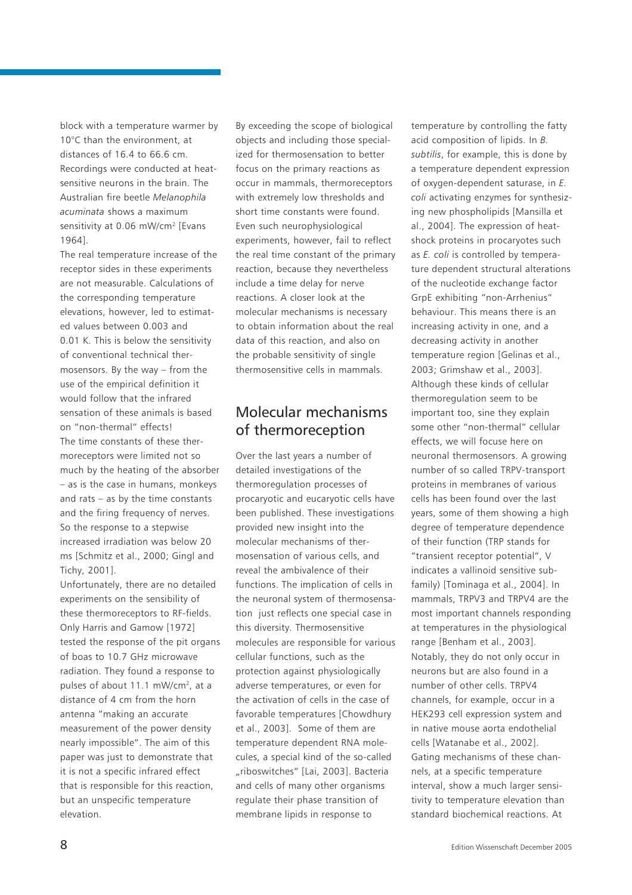block with a temperature warmer by 10°C than the environment, at distances of 16.4 to 66.6 cm. Recordings were conducted at heat-sensitive neurons in the brain. The Australian fire beetle *Melanophila acuminata* shows a maximum sensitivity at 0.06 mW/cm² [Evans 1964].

The real temperature increase of the receptor sides in these experiments are not measurable. Calculations of the corresponding temperature elevations, however, led to estimated values between 0.003 and 0.01 K. This is below the sensitivity of conventional technical thermosensors. By the way – from the use of the empirical definition it would follow that the infrared sensation of these animals is based on "non-thermal" effects!

The time constants of these thermoreceptors were limited not so much by the heating of the absorber – as is the case in humans, monkeys and rats – as by the time constants and the firing frequency of nerves. So the response to a stepwise increased irradiation was below 20 ms [Schmitz et al., 2000; Gingl and Tichy, 2001].

Unfortunately, there are no detailed experiments on the sensibility of these thermoreceptors to RF-fields. Only Harris and Gamow [1972] tested the response of the pit organs of boas to 10.7 GHz microwave radiation. They found a response to pulses of about 11.1 mW/cm², at a distance of 4 cm from the horn antenna "making an accurate measurement of the power density nearly impossible". The aim of this paper was just to demonstrate that it is not a specific infrared effect that is responsible for this reaction, but an unspecific temperature elevation.

By exceeding the scope of biological objects and including those specialized for thermosensation to better focus on the primary reactions as occur in mammals, thermoreceptors with extremely low thresholds and short time constants were found. Even such neurophysiological experiments, however, fail to reflect the real time constant of the primary reaction, because they nevertheless include a time delay for nerve reactions. A closer look at the molecular mechanisms is necessary to obtain information about the real data of this reaction, and also on the probable sensitivity of single thermosensitive cells in mammals.

## Molecular mechanisms of thermoreception

Over the last years a number of detailed investigations of the thermoregulation processes of procaryotic and eucaryotic cells have been published. These investigations provided new insight into the molecular mechanisms of thermosensation of various cells, and reveal the ambivalence of their functions. The implication of cells in the neuronal system of thermosensation just reflects one special case in this diversity. Thermosensitive molecules are responsible for various cellular functions, such as the protection against physiologically adverse temperatures, or even for the activation of cells in the case of favorable temperatures [Chowdhury et al., 2003]. Some of them are temperature dependent RNA molecules, a special kind of the so-called „riboswitches" [Lai, 2003]. Bacteria and cells of many other organisms regulate their phase transition of membrane lipids in response to temperature by controlling the fatty acid composition of lipids. In *B. subtilis*, for example, this is done by a temperature dependent expression of oxygen-dependent saturase, in *E. coli* activating enzymes for synthesizing new phospholipids [Mansilla et al., 2004]. The expression of heat-shock proteins in procaryotes such as *E. coli* is controlled by temperature dependent structural alterations of the nucleotide exchange factor GrpE exhibiting "non-Arrhenius" behaviour. This means there is an increasing activity in one, and a decreasing activity in another temperature region [Gelinas et al., 2003; Grimshaw et al., 2003]. Although these kinds of cellular thermoregulation seem to be important too, sine they explain some other "non-thermal" cellular effects, we will focuse here on neuronal thermosensors. A growing number of so called TRPV-transport proteins in membranes of various cells has been found over the last years, some of them showing a high degree of temperature dependence of their function (TRP stands for "transient receptor potential", V indicates a vallinoid sensitive subfamily) [Tominaga et al., 2004]. In mammals, TRPV3 and TRPV4 are the most important channels responding at temperatures in the physiological range [Benham et al., 2003]. Notably, they do not only occur in neurons but are also found in a number of other cells. TRPV4 channels, for example, occur in a HEK293 cell expression system and in native mouse aorta endothelial cells [Watanabe et al., 2002]. Gating mechanisms of these channels, at a specific temperature interval, show a much larger sensitivity to temperature elevation than standard biochemical reactions. At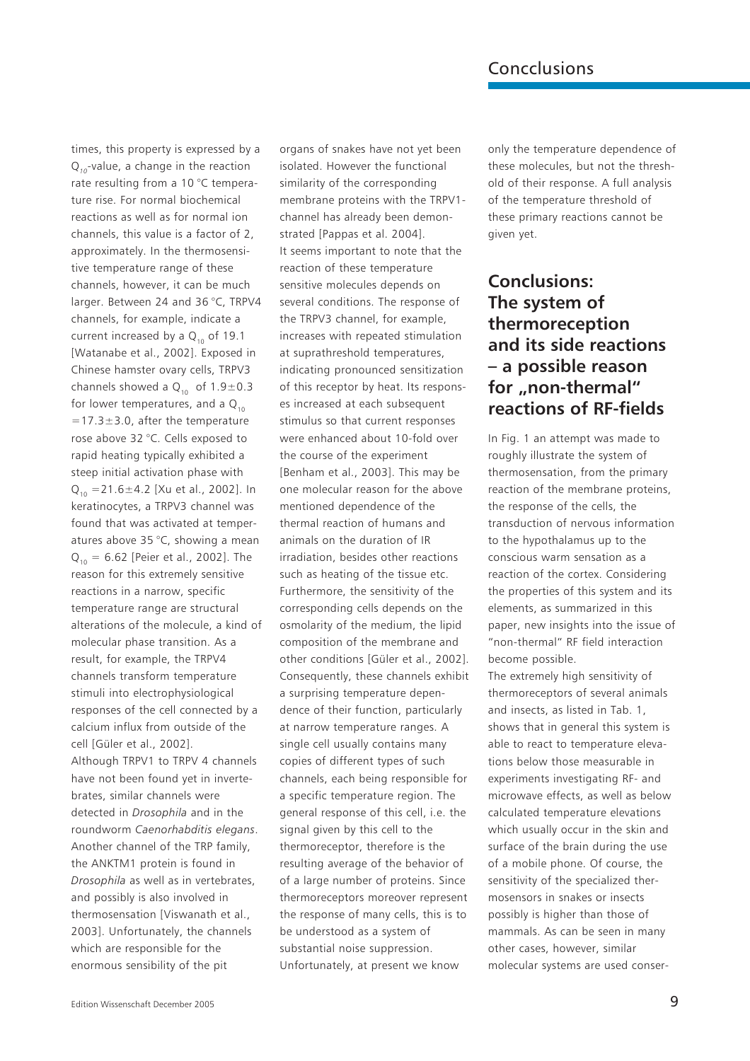times, this property is expressed by a $Q_{10}$-value, a change in the reaction rate resulting from a 10 °C temperature rise. For normal biochemical reactions as well as for normal ion channels, this value is a factor of 2, approximately. In the thermosensitive temperature range of these channels, however, it can be much larger. Between 24 and 36 °C, TRPV4 channels, for example, indicate a current increased by a $Q_{10}$ of 19.1 [Watanabe et al., 2002]. Exposed in Chinese hamster ovary cells, TRPV3 channels showed a $Q_{10}$ of $1.9 \pm 0.3$ for lower temperatures, and a $Q_{10} = 17.3 \pm 3.0$, after the temperature rose above 32 °C. Cells exposed to rapid heating typically exhibited a steep initial activation phase with $Q_{10} = 21.6 \pm 4.2$ [Xu et al., 2002]. In keratinocytes, a TRPV3 channel was found that was activated at temperatures above 35 °C, showing a mean $Q_{10} = 6.62$ [Peier et al., 2002]. The reason for this extremely sensitive reactions in a narrow, specific temperature range are structural alterations of the molecule, a kind of molecular phase transition. As a result, for example, the TRPV4 channels transform temperature stimuli into electrophysiological responses of the cell connected by a calcium influx from outside of the cell [Güler et al., 2002].

Although TRPV1 to TRPV 4 channels have not been found yet in invertebrates, similar channels were detected in *Drosophila* and in the roundworm *Caenorhabditis elegans*. Another channel of the TRP family, the ANKTM1 protein is found in *Drosophila* as well as in vertebrates, and possibly is also involved in thermosensation [Viswanath et al., 2003]. Unfortunately, the channels which are responsible for the enormous sensibility of the pit organs of snakes have not yet been isolated. However the functional similarity of the corresponding membrane proteins with the TRPV1-channel has already been demonstrated [Pappas et al. 2004].

It seems important to note that the reaction of these temperature sensitive molecules depends on several conditions. The response of the TRPV3 channel, for example, increases with repeated stimulation at suprathreshold temperatures, indicating pronounced sensitization of this receptor by heat. Its responses increased at each subsequent stimulus so that current responses were enhanced about 10-fold over the course of the experiment [Benham et al., 2003]. This may be one molecular reason for the above mentioned dependence of the thermal reaction of humans and animals on the duration of IR irradiation, besides other reactions such as heating of the tissue etc. Furthermore, the sensitivity of the corresponding cells depends on the osmolarity of the medium, the lipid composition of the membrane and other conditions [Güler et al., 2002]. Consequently, these channels exhibit a surprising temperature dependence of their function, particularly at narrow temperature ranges. A single cell usually contains many copies of different types of such channels, each being responsible for a specific temperature region. The general response of this cell, i.e. the signal given by this cell to the thermoreceptor, therefore is the resulting average of the behavior of of a large number of proteins. Since thermoreceptors moreover represent the response of many cells, this is to be understood as a system of substantial noise suppression. Unfortunately, at present we know only the temperature dependence of these molecules, but not the threshold of their response. A full analysis of the temperature threshold of these primary reactions cannot be given yet.

## Conclusions: The system of thermoreception and its side reactions – a possible reason for „non-thermal" reactions of RF-fields

In Fig. 1 an attempt was made to roughly illustrate the system of thermosensation, from the primary reaction of the membrane proteins, the response of the cells, the transduction of nervous information to the hypothalamus up to the conscious warm sensation as a reaction of the cortex. Considering the properties of this system and its elements, as summarized in this paper, new insights into the issue of "non-thermal" RF field interaction become possible.

The extremely high sensitivity of thermoreceptors of several animals and insects, as listed in Tab. 1, shows that in general this system is able to react to temperature elevations below those measurable in experiments investigating RF- and microwave effects, as well as below calculated temperature elevations which usually occur in the skin and surface of the brain during the use of a mobile phone. Of course, the sensitivity of the specialized thermosensors in snakes or insects possibly is higher than those of mammals. As can be seen in many other cases, however, similar molecular systems are used conser-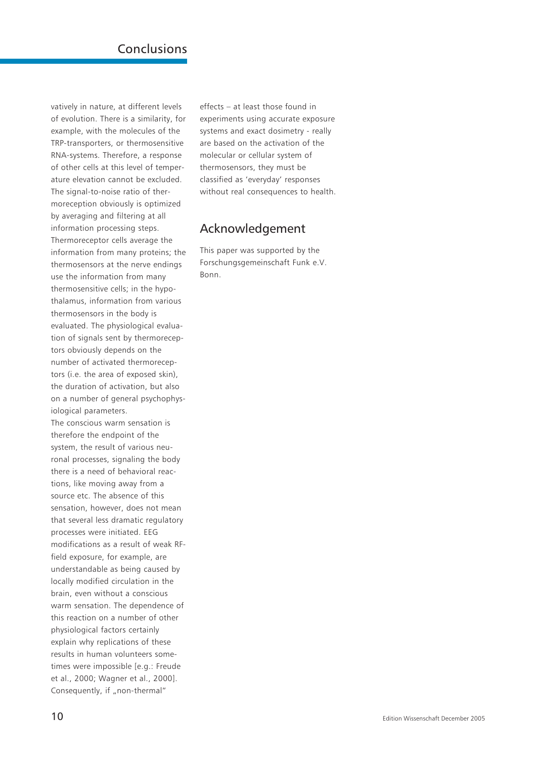vatively in nature, at different levels of evolution. There is a similarity, for example, with the molecules of the TRP-transporters, or thermosensitive RNA-systems. Therefore, a response of other cells at this level of temperature elevation cannot be excluded. The signal-to-noise ratio of thermoreception obviously is optimized by averaging and filtering at all information processing steps. Thermoreceptor cells average the information from many proteins; the thermosensors at the nerve endings use the information from many thermosensitive cells; in the hypothalamus, information from various thermosensors in the body is evaluated. The physiological evaluation of signals sent by thermoreceptors obviously depends on the number of activated thermoreceptors (i.e. the area of exposed skin), the duration of activation, but also on a number of general psychophysiological parameters.

The conscious warm sensation is therefore the endpoint of the system, the result of various neuronal processes, signaling the body there is a need of behavioral reactions, like moving away from a source etc. The absence of this sensation, however, does not mean that several less dramatic regulatory processes were initiated. EEG modifications as a result of weak RF-field exposure, for example, are understandable as being caused by locally modified circulation in the brain, even without a conscious warm sensation. The dependence of this reaction on a number of other physiological factors certainly explain why replications of these results in human volunteers sometimes were impossible [e.g.: Freude et al., 2000; Wagner et al., 2000]. Consequently, if „non-thermal" effects – at least those found in experiments using accurate exposure systems and exact dosimetry - really are based on the activation of the molecular or cellular system of thermosensors, they must be classified as 'everyday' responses without real consequences to health.

## Acknowledgement

This paper was supported by the Forschungsgemeinschaft Funk e.V. Bonn.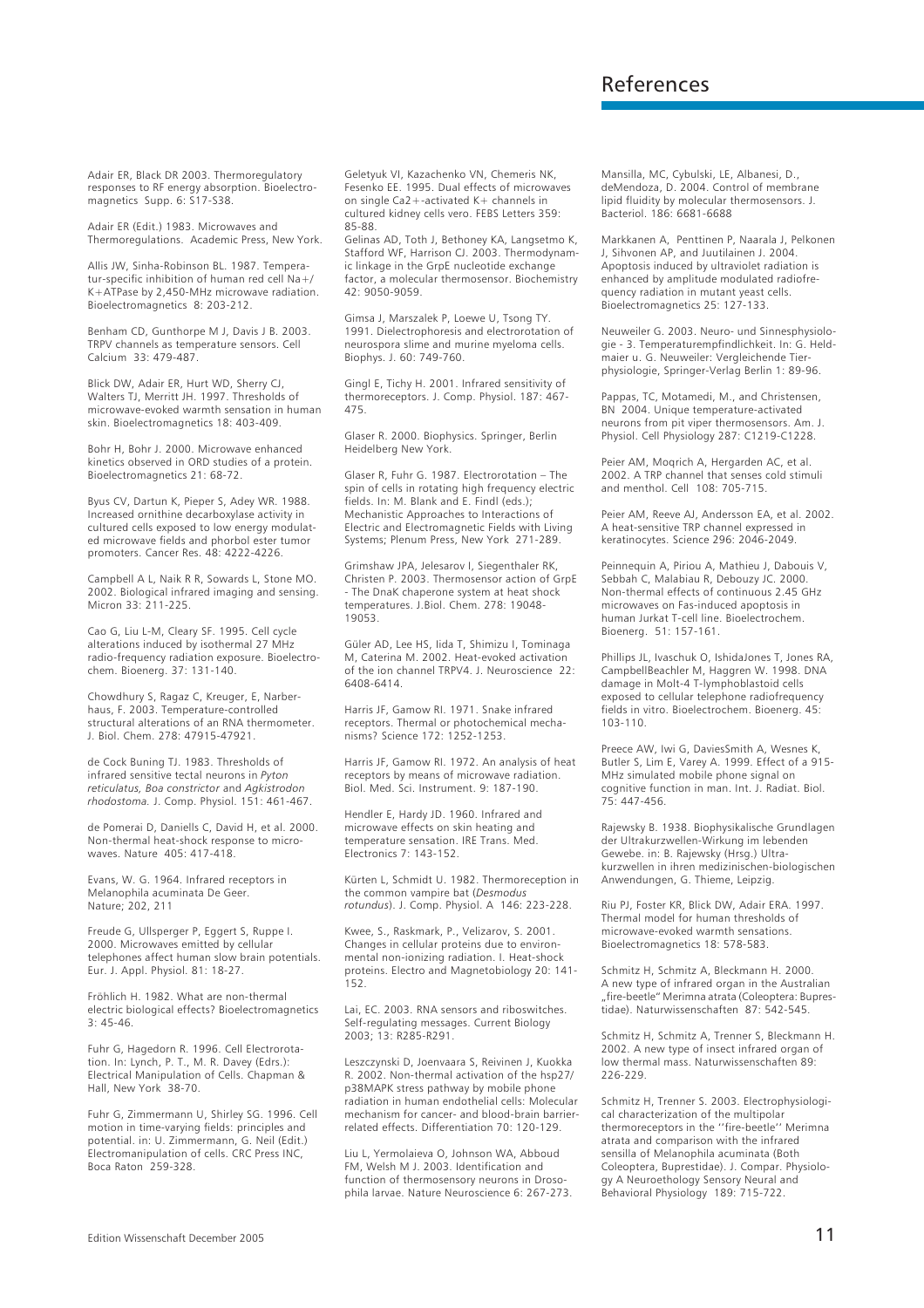# References

Adair ER, Black DR 2003. Thermoregulatory responses to RF energy absorption. Bioelectromagnetics Supp. 6: S17-S38.

Adair ER (Edit.) 1983. Microwaves and Thermoregulations. Academic Press, New York.

Allis JW, Sinha-Robinson BL. 1987. Temperatur-specific inhibition of human red cell Na+/K+ATPase by 2,450-MHz microwave radiation. Bioelectromagnetics 8: 203-212.

Benham CD, Gunthorpe M J, Davis J B. 2003. TRPV channels as temperature sensors. Cell Calcium 33: 479-487.

Blick DW, Adair ER, Hurt WD, Sherry CJ, Walters TJ, Merritt JH. 1997. Thresholds of microwave-evoked warmth sensation in human skin. Bioelectromagnetics 18: 403-409.

Bohr H, Bohr J. 2000. Microwave enhanced kinetics observed in ORD studies of a protein. Bioelectromagnetics 21: 68-72.

Byus CV, Dartun K, Pieper S, Adey WR. 1988. Increased ornithine decarboxylase activity in cultured cells exposed to low energy modulated microwave fields and phorbol ester tumor promoters. Cancer Res. 48: 4222-4226.

Campbell A L, Naik R R, Sowards L, Stone MO. 2002. Biological infrared imaging and sensing. Micron 33: 211-225.

Cao G, Liu L-M, Cleary SF. 1995. Cell cycle alterations induced by isothermal 27 MHz radio-frequency radiation exposure. Bioelectrochem. Bioenerg. 37: 131-140.

Chowdhury S, Ragaz C, Kreuger, E, Narberhaus, F. 2003. Temperature-controlled structural alterations of an RNA thermometer. J. Biol. Chem. 278: 47915-47921.

de Cock Buning TJ. 1983. Thresholds of infrared sensitive tectal neurons in *Pyton reticulatus, Boa constrictor* and *Agkistrodon rhodostoma.* J. Comp. Physiol. 151: 461-467.

de Pomerai D, Daniells C, David H, et al. 2000. Non-thermal heat-shock response to microwaves. Nature 405: 417-418.

Evans, W. G. 1964. Infrared receptors in Melanophila acuminata De Geer. Nature; 202, 211

Freude G, Ullsperger P, Eggert S, Ruppe I. 2000. Microwaves emitted by cellular telephones affect human slow brain potentials. Eur. J. Appl. Physiol. 81: 18-27.

Fröhlich H. 1982. What are non-thermal electric biological effects? Bioelectromagnetics 3: 45-46.

Fuhr G, Hagedorn R. 1996. Cell Electrorotation. In: Lynch, P. T., M. R. Davey (Edrs.): Electrical Manipulation of Cells. Chapman & Hall, New York 38-70.

Fuhr G, Zimmermann U, Shirley SG. 1996. Cell motion in time-varying fields: principles and potential. in: U. Zimmermann, G. Neil (Edit.) Electromanipulation of cells. CRC Press INC, Boca Raton 259-328.

Geletyuk VI, Kazachenko VN, Chemeris NK, Fesenko EE. 1995. Dual effects of microwaves on single Ca2+-activated K+ channels in cultured kidney cells vero. FEBS Letters 359: 85-88.

Gelinas AD, Toth J, Bethoney KA, Langsetmo K, Stafford WF, Harrison CJ. 2003. Thermodynamic linkage in the GrpE nucleotide exchange factor, a molecular thermosensor. Biochemistry 42: 9050-9059.

Gimsa J, Marszalek P, Loewe U, Tsong TY. 1991. Dielectrophoresis and electrorotation of neurospora slime and murine myeloma cells. Biophys. J. 60: 749-760.

Gingl E, Tichy H. 2001. Infrared sensitivity of thermoreceptors. J. Comp. Physiol. 187: 467-475.

Glaser R. 2000. Biophysics. Springer, Berlin Heidelberg New York.

Glaser R, Fuhr G. 1987. Electrorotation – The spin of cells in rotating high frequency electric fields. In: M. Blank and E. Findl (eds.); Mechanistic Approaches to Interactions of Electric and Electromagnetic Fields with Living Systems; Plenum Press, New York 271-289.

Grimshaw JPA, Jelesarov I, Siegenthaler RK, Christen P. 2003. Thermosensor action of GrpE - The DnaK chaperone system at heat shock temperatures. J.Biol. Chem. 278: 19048-19053.

Güler AD, Lee HS, Iida T, Shimizu I, Tominaga M, Caterina M. 2002. Heat-evoked activation of the ion channel TRPV4. J. Neuroscience 22: 6408-6414.

Harris JF, Gamow RI. 1971. Snake infrared receptors. Thermal or photochemical mechanisms? Science 172: 1252-1253.

Harris JF, Gamow RI. 1972. An analysis of heat receptors by means of microwave radiation. Biol. Med. Sci. Instrument. 9: 187-190.

Hendler E, Hardy JD. 1960. Infrared and microwave effects on skin heating and temperature sensation. IRE Trans. Med. Electronics 7: 143-152.

Kürten L, Schmidt U. 1982. Thermoreception in the common vampire bat (*Desmodus rotundus*). J. Comp. Physiol. A 146: 223-228.

Kwee, S., Raskmark, P., Velizarov, S. 2001. Changes in cellular proteins due to environmental non-ionizing radiation. I. Heat-shock proteins. Electro and Magnetobiology 20: 141-152.

Lai, EC. 2003. RNA sensors and riboswitches. Self-regulating messages. Current Biology 2003; 13: R285-R291.

Leszczynski D, Joenvaara S, Reivinen J, Kuokka R. 2002. Non-thermal activation of the hsp27/p38MAPK stress pathway by mobile phone radiation in human endothelial cells: Molecular mechanism for cancer- and blood-brain barrier-related effects. Differentiation 70: 120-129.

Liu L, Yermolaieva O, Johnson WA, Abboud FM, Welsh M J. 2003. Identification and function of thermosensory neurons in Drosophila larvae. Nature Neuroscience 6: 267-273.

Mansilla, MC, Cybulski, LE, Albanesi, D., deMendoza, D. 2004. Control of membrane lipid fluidity by molecular thermosensors. J. Bacteriol. 186: 6681-6688

Markkanen A, Penttinen P, Naarala J, Pelkonen J, Sihvonen AP, and Juutilainen J. 2004. Apoptosis induced by ultraviolet radiation is enhanced by amplitude modulated radiofrequency radiation in mutant yeast cells. Bioelectromagnetics 25: 127-133.

Neuweiler G. 2003. Neuro- und Sinnesphysiologie - 3. Temperaturempfindlichkeit. In: G. Heldmaier u. G. Neuweiler: Vergleichende Tierphysiologie, Springer-Verlag Berlin 1: 89-96.

Pappas, TC, Motamedi, M., and Christensen, BN 2004. Unique temperature-activated neurons from pit viper thermosensors. Am. J. Physiol. Cell Physiology 287: C1219-C1228.

Peier AM, Moqrich A, Hergarden AC, et al. 2002. A TRP channel that senses cold stimuli and menthol. Cell 108: 705-715.

Peier AM, Reeve AJ, Andersson EA, et al. 2002. A heat-sensitive TRP channel expressed in keratinocytes. Science 296: 2046-2049.

Peinnequin A, Piriou A, Mathieu J, Dabouis V, Sebbah C, Malabiau R, Debouzy JC. 2000. Non-thermal effects of continuous 2.45 GHz microwaves on Fas-induced apoptosis in human Jurkat T-cell line. Bioelectrochem. Bioenerg. 51: 157-161.

Phillips JL, Ivaschuk O, IshidaJones T, Jones RA, CampbellBeachler M, Haggren W. 1998. DNA damage in Molt-4 T-lymphoblastoid cells exposed to cellular telephone radiofrequency fields in vitro. Bioelectrochem. Bioenerg. 45: 103-110.

Preece AW, Iwi G, DaviesSmith A, Wesnes K, Butler S, Lim E, Varey A. 1999. Effect of a 915-MHz simulated mobile phone signal on cognitive function in man. Int. J. Radiat. Biol. 75: 447-456.

Rajewsky B. 1938. Biophysikalische Grundlagen der Ultrakurzwellen-Wirkung im lebenden Gewebe. in: B. Rajewsky (Hrsg.) Ultrakurzwellen in ihren medizinischen-biologischen Anwendungen, G. Thieme, Leipzig.

Riu PJ, Foster KR, Blick DW, Adair ERA. 1997. Thermal model for human thresholds of microwave-evoked warmth sensations. Bioelectromagnetics 18: 578-583.

Schmitz H, Schmitz A, Bleckmann H. 2000. A new type of infrared organ in the Australian „fire-beetle" Merimna atrata (Coleoptera: Buprestidae). Naturwissenschaften 87: 542-545.

Schmitz H, Schmitz A, Trenner S, Bleckmann H. 2002. A new type of insect infrared organ of low thermal mass. Naturwissenschaften 89: 226-229.

Schmitz H, Trenner S. 2003. Electrophysiological characterization of the multipolar thermoreceptors in the ''fire-beetle'' Merimna atrata and comparison with the infrared sensilla of Melanophila acuminata (Both Coleoptera, Buprestidae). J. Compar. Physiology A Neuroethology Sensory Neural and Behavioral Physiology 189: 715-722.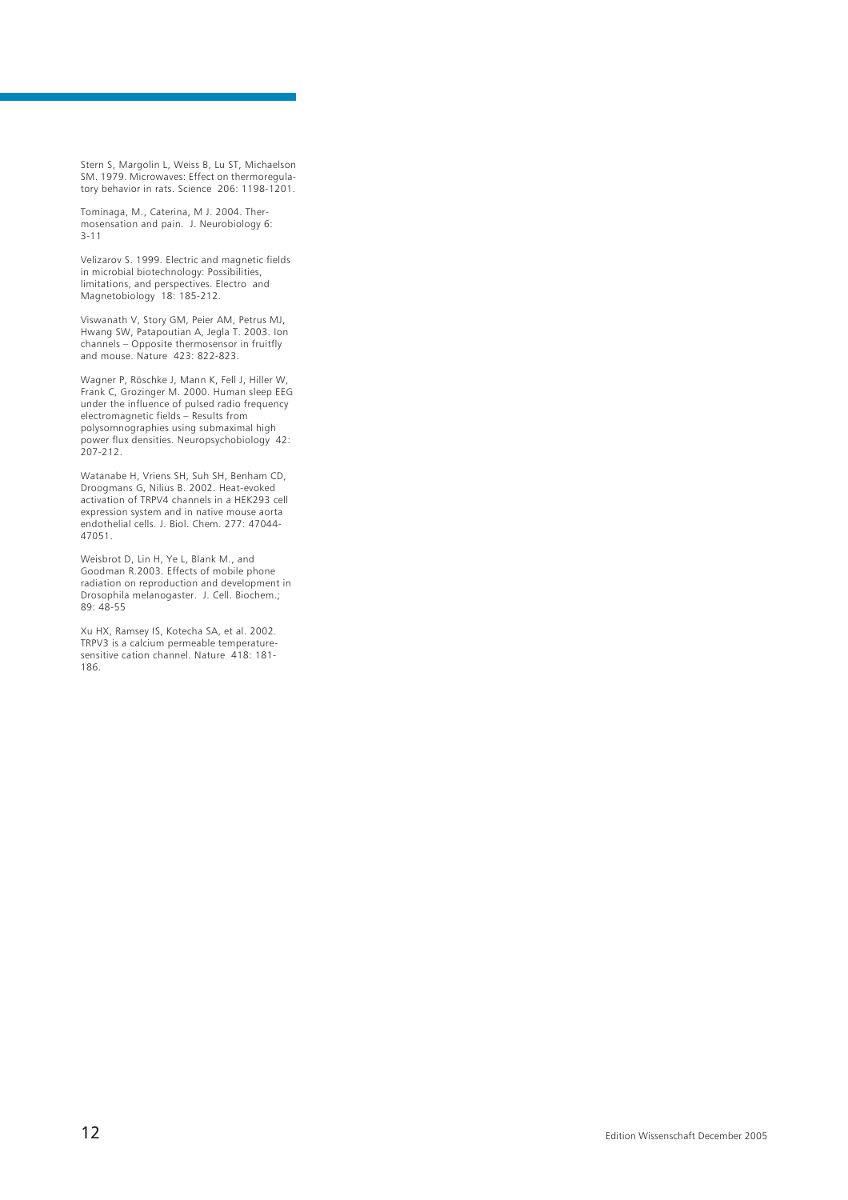Stern S, Margolin L, Weiss B, Lu ST, Michaelson SM. 1979. Microwaves: Effect on thermoregulatory behavior in rats. Science 206: 1198-1201.

Tominaga, M., Caterina, M J. 2004. Thermosensation and pain. J. Neurobiology 6: 3-11

Velizarov S. 1999. Electric and magnetic fields in microbial biotechnology: Possibilities, limitations, and perspectives. Electro and Magnetobiology 18: 185-212.

Viswanath V, Story GM, Peier AM, Petrus MJ, Hwang SW, Patapoutian A, Jegla T. 2003. Ion channels – Opposite thermosensor in fruitfly and mouse. Nature 423: 822-823.

Wagner P, Röschke J, Mann K, Fell J, Hiller W, Frank C, Grozinger M. 2000. Human sleep EEG under the influence of pulsed radio frequency electromagnetic fields – Results from polysomnographies using submaximal high power flux densities. Neuropsychobiology 42: 207-212.

Watanabe H, Vriens SH, Suh SH, Benham CD, Droogmans G, Nilius B. 2002. Heat-evoked activation of TRPV4 channels in a HEK293 cell expression system and in native mouse aorta endothelial cells. J. Biol. Chem. 277: 47044-47051.

Weisbrot D, Lin H, Ye L, Blank M., and Goodman R.2003. Effects of mobile phone radiation on reproduction and development in Drosophila melanogaster. J. Cell. Biochem.; 89: 48-55

Xu HX, Ramsey IS, Kotecha SA, et al. 2002. TRPV3 is a calcium permeable temperature-sensitive cation channel. Nature 418: 181-186.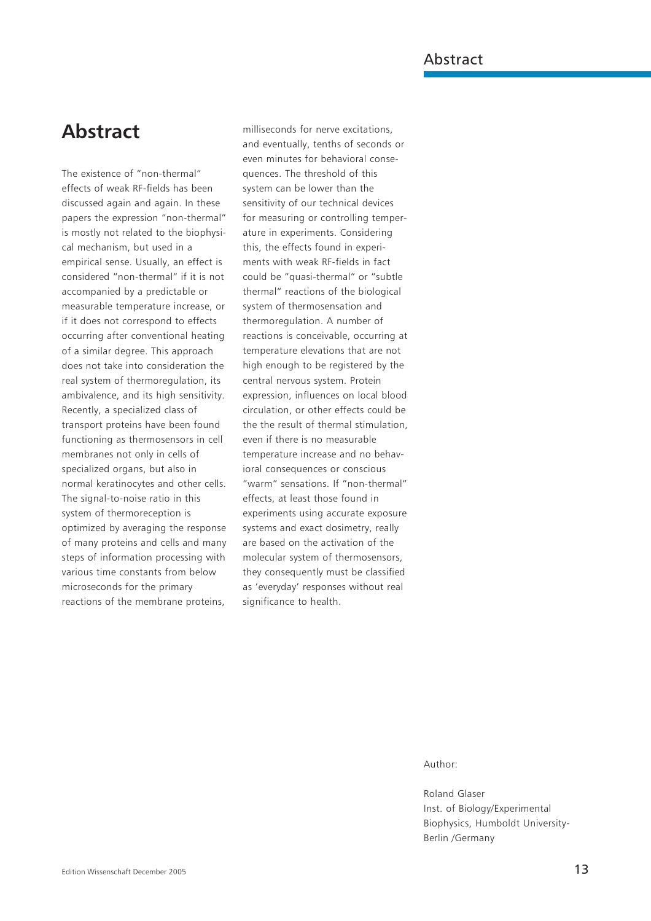# Abstract

The existence of "non-thermal" effects of weak RF-fields has been discussed again and again. In these papers the expression "non-thermal" is mostly not related to the biophysical mechanism, but used in a empirical sense. Usually, an effect is considered "non-thermal" if it is not accompanied by a predictable or measurable temperature increase, or if it does not correspond to effects occurring after conventional heating of a similar degree. This approach does not take into consideration the real system of thermoregulation, its ambivalence, and its high sensitivity. Recently, a specialized class of transport proteins have been found functioning as thermosensors in cell membranes not only in cells of specialized organs, but also in normal keratinocytes and other cells. The signal-to-noise ratio in this system of thermoreception is optimized by averaging the response of many proteins and cells and many steps of information processing with various time constants from below microseconds for the primary reactions of the membrane proteins, milliseconds for nerve excitations, and eventually, tenths of seconds or even minutes for behavioral consequences. The threshold of this system can be lower than the sensitivity of our technical devices for measuring or controlling temperature in experiments. Considering this, the effects found in experiments with weak RF-fields in fact could be "quasi-thermal" or "subtle thermal" reactions of the biological system of thermosensation and thermoregulation. A number of reactions is conceivable, occurring at temperature elevations that are not high enough to be registered by the central nervous system. Protein expression, influences on local blood circulation, or other effects could be the the result of thermal stimulation, even if there is no measurable temperature increase and no behavioral consequences or conscious "warm" sensations. If "non-thermal" effects, at least those found in experiments using accurate exposure systems and exact dosimetry, really are based on the activation of the molecular system of thermosensors, they consequently must be classified as 'everyday' responses without real significance to health.

Author:

Roland Glaser
Inst. of Biology/Experimental Biophysics, Humboldt University-Berlin /Germany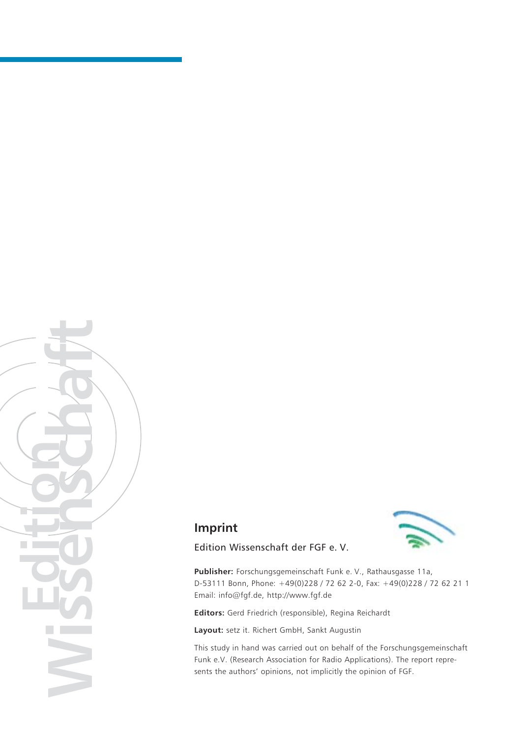## Imprint

Edition Wissenschaft der FGF e. V.

**Publisher:** Forschungsgemeinschaft Funk e. V., Rathausgasse 11a, D-53111 Bonn, Phone: +49(0)228 / 72 62 2-0, Fax: +49(0)228 / 72 62 21 1 Email: info@fgf.de, http://www.fgf.de

**Editors:** Gerd Friedrich (responsible), Regina Reichardt

**Layout:** setz it. Richert GmbH, Sankt Augustin

This study in hand was carried out on behalf of the Forschungsgemeinschaft Funk e.V. (Research Association for Radio Applications). The report represents the authors' opinions, not implicitly the opinion of FGF.